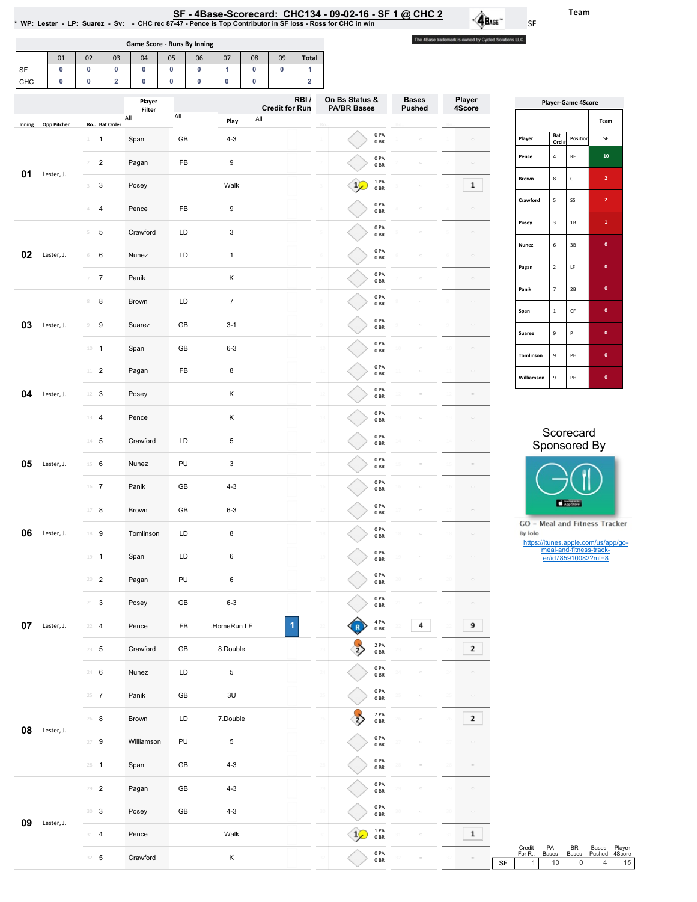# SF - 4Base-Scorecard: CHC134 - 09-02-16 - SF 1 @ CHC 2

\* WP: Lester - LP: Suarez - Sv: - CHC rec 87-47 - Pence is Top Contributor in SF loss - Ross for CHC in win

Team: SF

The 4Base trademark is owned by Cycled Solutions LLC.

## Game Score - Runs By Inning

| | 01 | 02 | 03 | 04 | 05 | 06 | 07 | 08 | 09 | Total |
|---|---|---|---|---|---|---|---|---|---|---|
| SF | 0 | 0 | 0 | 0 | 0 | 0 | 1 | 0 | 0 | 1 |
| CHC | 0 | 0 | 2 | 0 | 0 | 0 | 0 | 0 | | 2 |

| Inning | Opp Pitcher | Ro.. | Bat Order | Player | | Play | RBI / Credit for Run | On Bs Status & PA/BR Bases | Bases Pushed | Player 4Score |
|---|---|---|---|---|---|---|---|---|---|---|
| 01 | Lester, J. | 1 | 1 | Span | GB | 4-3 | | 0 PA 0 BR | | |
| | | 2 | 2 | Pagan | FB | 9 | | 0 PA 0 BR | | |
| | | 3 | 3 | Posey | | Walk | | 1 PA 0 BR | | 1 |
| | | 4 | 4 | Pence | FB | 9 | | 0 PA 0 BR | | |
| 02 | Lester, J. | 5 | 5 | Crawford | LD | 3 | | 0 PA 0 BR | | |
| | | 6 | 6 | Nunez | LD | 1 | | 0 PA 0 BR | | |
| | | 7 | 7 | Panik | | K | | 0 PA 0 BR | | |
| 03 | Lester, J. | 8 | 8 | Brown | LD | 7 | | 0 PA 0 BR | | |
| | | 9 | 9 | Suarez | GB | 3-1 | | 0 PA 0 BR | | |
| | | 10 | 1 | Span | GB | 6-3 | | 0 PA 0 BR | | |
| 04 | Lester, J. | 11 | 2 | Pagan | FB | 8 | | 0 PA 0 BR | | |
| | | 12 | 3 | Posey | | K | | 0 PA 0 BR | | |
| | | 13 | 4 | Pence | | K | | 0 PA 0 BR | | |
| 05 | Lester, J. | 14 | 5 | Crawford | LD | 5 | | 0 PA 0 BR | | |
| | | 15 | 6 | Nunez | PU | 3 | | 0 PA 0 BR | | |
| | | 16 | 7 | Panik | GB | 4-3 | | 0 PA 0 BR | | |
| 06 | Lester, J. | 17 | 8 | Brown | GB | 6-3 | | 0 PA 0 BR | | |
| | | 18 | 9 | Tomlinson | LD | 8 | | 0 PA 0 BR | | |
| | | 19 | 1 | Span | LD | 6 | | 0 PA 0 BR | | |
| 07 | Lester, J. | 20 | 2 | Pagan | PU | 6 | | 0 PA 0 BR | | |
| | | 21 | 3 | Posey | GB | 6-3 | | 0 PA 0 BR | | |
| | | 22 | 4 | Pence | FB | .HomeRun LF | 1 | 4 PA 0 BR | 4 | 9 |
| | | 23 | 5 | Crawford | GB | 8.Double | | 2 PA 0 BR | | 2 |
| | | 24 | 6 | Nunez | LD | 5 | | 0 PA 0 BR | | |
| 08 | Lester, J. | 25 | 7 | Panik | GB | 3U | | 0 PA 0 BR | | |
| | | 26 | 8 | Brown | LD | 7.Double | | 2 PA 0 BR | | 2 |
| | | 27 | 9 | Williamson | PU | 5 | | 0 PA 0 BR | | |
| | | 28 | 1 | Span | GB | 4-3 | | 0 PA 0 BR | | |
| 09 | Lester, J. | 29 | 2 | Pagan | GB | 4-3 | | 0 PA 0 BR | | |
| | | 30 | 3 | Posey | GB | 4-3 | | 0 PA 0 BR | | |
| | | 31 | 4 | Pence | | Walk | | 1 PA 0 BR | | 1 |
| | | 32 | 5 | Crawford | | K | | 0 PA 0 BR | | |

| | Credit For R.. | PA Bases | BR Bases | Bases Pushed | Player 4Score |
|---|---|---|---|---|---|
| SF | 1 | 10 | 0 | 4 | 15 |

## Player-Game 4Score

| Player | Bat Ord # | Position | SF |
|---|---|---|---|
| Pence | 4 | RF | 10 |
| Brown | 8 | C | 2 |
| Crawford | 5 | SS | 2 |
| Posey | 3 | 1B | 1 |
| Nunez | 6 | 3B | 0 |
| Pagan | 2 | LF | 0 |
| Panik | 7 | 2B | 0 |
| Span | 1 | CF | 0 |
| Suarez | 9 | P | 0 |
| Tomlinson | 9 | PH | 0 |
| Williamson | 9 | PH | 0 |

Scorecard Sponsored By

GO - Meal and Fitness Tracker
By Iolo
https://itunes.apple.com/us/app/go-meal-and-fitness-track-er/id785910082?mt=8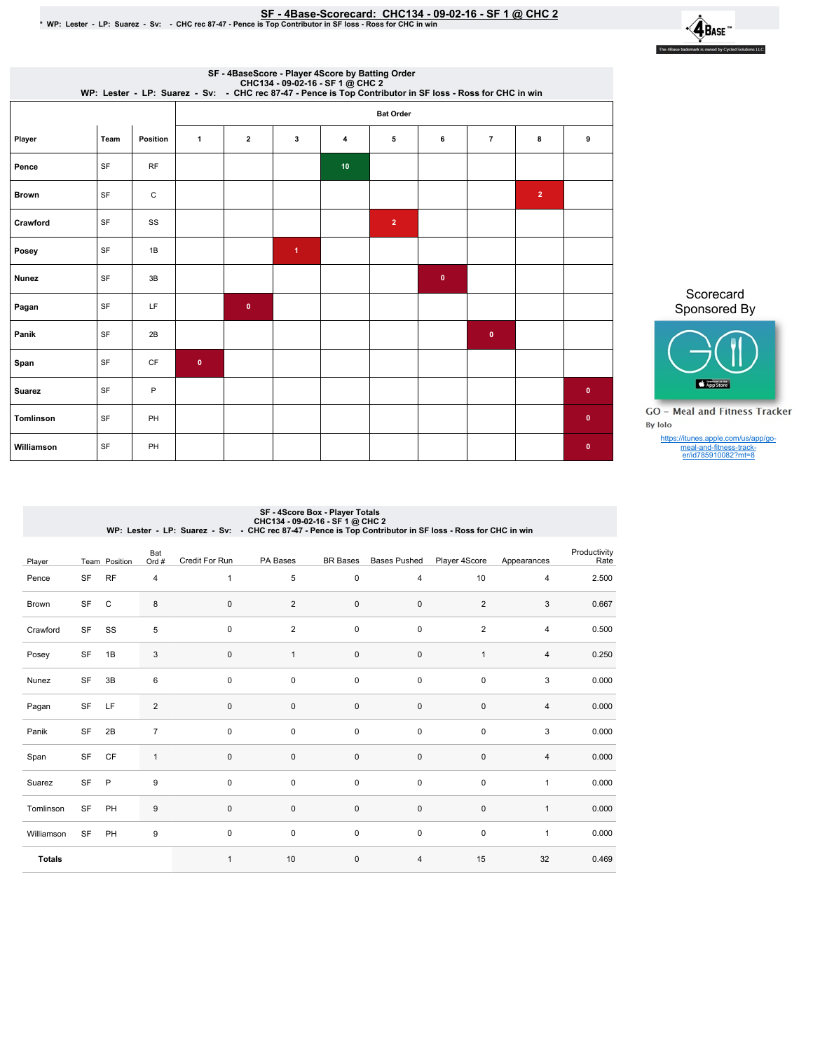# SF - 4Base-Scorecard: CHC134 - 09-02-16 - SF 1 @ CHC 2

\* WP: Lester - LP: Suarez - Sv: - CHC rec 87-47 - Pence is Top Contributor in SF loss - Ross for CHC in win

4Base™

The 4Base trademark is owned by Cycled Solutions LLC.

## SF - 4BaseScore - Player 4Score by Batting Order

CHC134 - 09-02-16 - SF 1 @ CHC 2

WP: Lester - LP: Suarez - Sv: - CHC rec 87-47 - Pence is Top Contributor in SF loss - Ross for CHC in win

| | | | Bat Order | | | | | | | | |
|---|---|---|---|---|---|---|---|---|---|---|---|
| Player | Team | Position | 1 | 2 | 3 | 4 | 5 | 6 | 7 | 8 | 9 |
| Pence | SF | RF | | | | 10 | | | | | |
| Brown | SF | C | | | | | | | | 2 | |
| Crawford | SF | SS | | | | | 2 | | | | |
| Posey | SF | 1B | | | 1 | | | | | | |
| Nunez | SF | 3B | | | | | | 0 | | | |
| Pagan | SF | LF | | 0 | | | | | | | |
| Panik | SF | 2B | | | | | | | 0 | | |
| Span | SF | CF | 0 | | | | | | | | |
| Suarez | SF | P | | | | | | | | | 0 |
| Tomlinson | SF | PH | | | | | | | | | 0 |
| Williamson | SF | PH | | | | | | | | | 0 |

Scorecard Sponsored By

GO - Meal and Fitness Tracker

By Iolo

https://itunes.apple.com/us/app/go-meal-and-fitness-track-er/id785910082?mt=8

## SF - 4Score Box - Player Totals

CHC134 - 09-02-16 - SF 1 @ CHC 2

WP: Lester - LP: Suarez - Sv: - CHC rec 87-47 - Pence is Top Contributor in SF loss - Ross for CHC in win

| Player | Team | Position | Bat Ord # | Credit For Run | PA Bases | BR Bases | Bases Pushed | Player 4Score | Appearances | Productivity Rate |
|---|---|---|---|---|---|---|---|---|---|---|
| Pence | SF | RF | 4 | 1 | 5 | 0 | 4 | 10 | 4 | 2.500 |
| Brown | SF | C | 8 | 0 | 2 | 0 | 0 | 2 | 3 | 0.667 |
| Crawford | SF | SS | 5 | 0 | 2 | 0 | 0 | 2 | 4 | 0.500 |
| Posey | SF | 1B | 3 | 0 | 1 | 0 | 0 | 1 | 4 | 0.250 |
| Nunez | SF | 3B | 6 | 0 | 0 | 0 | 0 | 0 | 3 | 0.000 |
| Pagan | SF | LF | 2 | 0 | 0 | 0 | 0 | 0 | 4 | 0.000 |
| Panik | SF | 2B | 7 | 0 | 0 | 0 | 0 | 0 | 3 | 0.000 |
| Span | SF | CF | 1 | 0 | 0 | 0 | 0 | 0 | 4 | 0.000 |
| Suarez | SF | P | 9 | 0 | 0 | 0 | 0 | 0 | 1 | 0.000 |
| Tomlinson | SF | PH | 9 | 0 | 0 | 0 | 0 | 0 | 1 | 0.000 |
| Williamson | SF | PH | 9 | 0 | 0 | 0 | 0 | 0 | 1 | 0.000 |
| **Totals** | | | | 1 | 10 | 0 | 4 | 15 | 32 | 0.469 |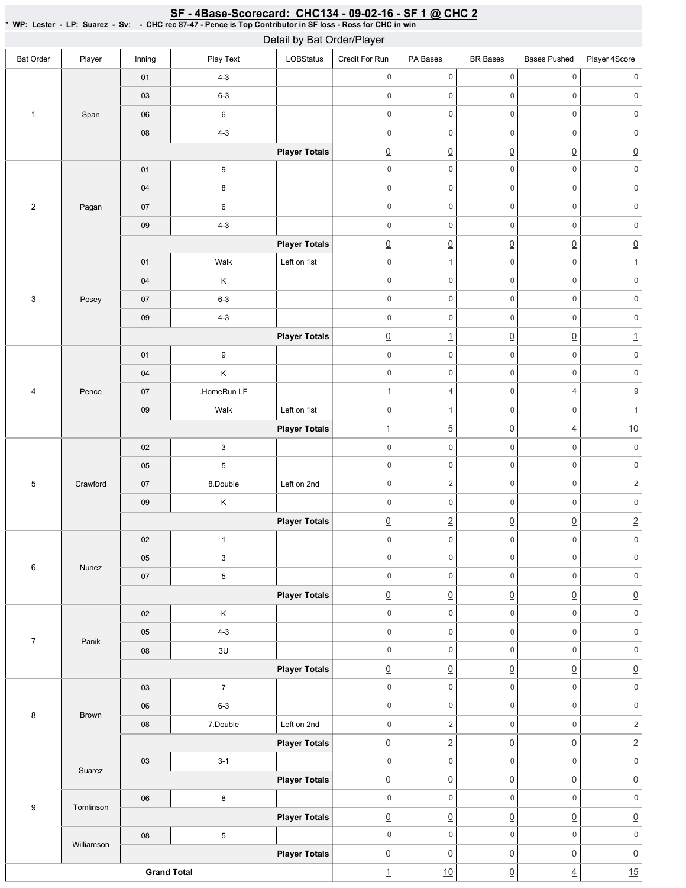# SF - 4Base-Scorecard: CHC134 - 09-02-16 - SF 1 @ CHC 2

**\* WP: Lester - LP: Suarez - Sv: - CHC rec 87-47 - Pence is Top Contributor in SF loss - Ross for CHC in win**

## Detail by Bat Order/Player

| Bat Order | Player | Inning | Play Text | LOBStatus | Credit For Run | PA Bases | BR Bases | Bases Pushed | Player 4Score |
|---|---|---|---|---|---|---|---|---|---|
| 1 | Span | 01 | 4-3 | | 0 | 0 | 0 | 0 | 0 |
| | | 03 | 6-3 | | 0 | 0 | 0 | 0 | 0 |
| | | 06 | 6 | | 0 | 0 | 0 | 0 | 0 |
| | | 08 | 4-3 | | 0 | 0 | 0 | 0 | 0 |
| | | | | **Player Totals** | 0 | 0 | 0 | 0 | 0 |
| 2 | Pagan | 01 | 9 | | 0 | 0 | 0 | 0 | 0 |
| | | 04 | 8 | | 0 | 0 | 0 | 0 | 0 |
| | | 07 | 6 | | 0 | 0 | 0 | 0 | 0 |
| | | 09 | 4-3 | | 0 | 0 | 0 | 0 | 0 |
| | | | | **Player Totals** | 0 | 0 | 0 | 0 | 0 |
| 3 | Posey | 01 | Walk | Left on 1st | 0 | 1 | 0 | 0 | 1 |
| | | 04 | K | | 0 | 0 | 0 | 0 | 0 |
| | | 07 | 6-3 | | 0 | 0 | 0 | 0 | 0 |
| | | 09 | 4-3 | | 0 | 0 | 0 | 0 | 0 |
| | | | | **Player Totals** | 0 | 1 | 0 | 0 | 1 |
| 4 | Pence | 01 | 9 | | 0 | 0 | 0 | 0 | 0 |
| | | 04 | K | | 0 | 0 | 0 | 0 | 0 |
| | | 07 | .HomeRun LF | | 1 | 4 | 0 | 4 | 9 |
| | | 09 | Walk | Left on 1st | 0 | 1 | 0 | 0 | 1 |
| | | | | **Player Totals** | 1 | 5 | 0 | 4 | 10 |
| 5 | Crawford | 02 | 3 | | 0 | 0 | 0 | 0 | 0 |
| | | 05 | 5 | | 0 | 0 | 0 | 0 | 0 |
| | | 07 | 8.Double | Left on 2nd | 0 | 2 | 0 | 0 | 2 |
| | | 09 | K | | 0 | 0 | 0 | 0 | 0 |
| | | | | **Player Totals** | 0 | 2 | 0 | 0 | 2 |
| 6 | Nunez | 02 | 1 | | 0 | 0 | 0 | 0 | 0 |
| | | 05 | 3 | | 0 | 0 | 0 | 0 | 0 |
| | | 07 | 5 | | 0 | 0 | 0 | 0 | 0 |
| | | | | **Player Totals** | 0 | 0 | 0 | 0 | 0 |
| 7 | Panik | 02 | K | | 0 | 0 | 0 | 0 | 0 |
| | | 05 | 4-3 | | 0 | 0 | 0 | 0 | 0 |
| | | 08 | 3U | | 0 | 0 | 0 | 0 | 0 |
| | | | | **Player Totals** | 0 | 0 | 0 | 0 | 0 |
| 8 | Brown | 03 | 7 | | 0 | 0 | 0 | 0 | 0 |
| | | 06 | 6-3 | | 0 | 0 | 0 | 0 | 0 |
| | | 08 | 7.Double | Left on 2nd | 0 | 2 | 0 | 0 | 2 |
| | | | | **Player Totals** | 0 | 2 | 0 | 0 | 2 |
| 9 | Suarez | 03 | 3-1 | | 0 | 0 | 0 | 0 | 0 |
| | | | | **Player Totals** | 0 | 0 | 0 | 0 | 0 |
| | Tomlinson | 06 | 8 | | 0 | 0 | 0 | 0 | 0 |
| | | | | **Player Totals** | 0 | 0 | 0 | 0 | 0 |
| | Williamson | 08 | 5 | | 0 | 0 | 0 | 0 | 0 |
| | | | | **Player Totals** | 0 | 0 | 0 | 0 | 0 |
| **Grand Total** | | | | | 1 | 10 | 0 | 4 | 15 |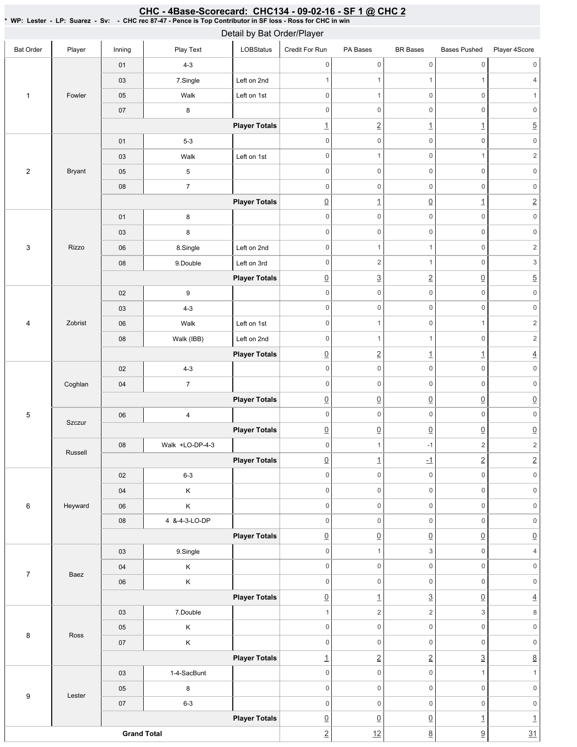## CHC - 4Base-Scorecard: CHC134 - 09-02-16 - SF 1 @ CHC 2

**\* WP: Lester - LP: Suarez - Sv: - CHC rec 87-47 - Pence is Top Contributor in SF loss - Ross for CHC in win**

### Detail by Bat Order/Player

| Bat Order | Player | Inning | Play Text | LOBStatus | Credit For Run | PA Bases | BR Bases | Bases Pushed | Player 4Score |
|---|---|---|---|---|---|---|---|---|---|
| 1 | Fowler | 01 | 4-3 | | 0 | 0 | 0 | 0 | 0 |
| | | 03 | 7.Single | Left on 2nd | 1 | 1 | 1 | 1 | 4 |
| | | 05 | Walk | Left on 1st | 0 | 1 | 0 | 0 | 1 |
| | | 07 | 8 | | 0 | 0 | 0 | 0 | 0 |
| | | | | **Player Totals** | 1 | 2 | 1 | 1 | 5 |
| 2 | Bryant | 01 | 5-3 | | 0 | 0 | 0 | 0 | 0 |
| | | 03 | Walk | Left on 1st | 0 | 1 | 0 | 1 | 2 |
| | | 05 | 5 | | 0 | 0 | 0 | 0 | 0 |
| | | 08 | 7 | | 0 | 0 | 0 | 0 | 0 |
| | | | | **Player Totals** | 0 | 1 | 0 | 1 | 2 |
| 3 | Rizzo | 01 | 8 | | 0 | 0 | 0 | 0 | 0 |
| | | 03 | 8 | | 0 | 0 | 0 | 0 | 0 |
| | | 06 | 8.Single | Left on 2nd | 0 | 1 | 1 | 0 | 2 |
| | | 08 | 9.Double | Left on 3rd | 0 | 2 | 1 | 0 | 3 |
| | | | | **Player Totals** | 0 | 3 | 2 | 0 | 5 |
| 4 | Zobrist | 02 | 9 | | 0 | 0 | 0 | 0 | 0 |
| | | 03 | 4-3 | | 0 | 0 | 0 | 0 | 0 |
| | | 06 | Walk | Left on 1st | 0 | 1 | 0 | 1 | 2 |
| | | 08 | Walk (IBB) | Left on 2nd | 0 | 1 | 1 | 0 | 2 |
| | | | | **Player Totals** | 0 | 2 | 1 | 1 | 4 |
| 5 | Coghlan | 02 | 4-3 | | 0 | 0 | 0 | 0 | 0 |
| | | 04 | 7 | | 0 | 0 | 0 | 0 | 0 |
| | | | | **Player Totals** | 0 | 0 | 0 | 0 | 0 |
| | Szczur | 06 | 4 | | 0 | 0 | 0 | 0 | 0 |
| | | | | **Player Totals** | 0 | 0 | 0 | 0 | 0 |
| | Russell | 08 | Walk +LO-DP-4-3 | | 0 | 1 | -1 | 2 | 2 |
| | | | | **Player Totals** | 0 | 1 | -1 | 2 | 2 |
| 6 | Heyward | 02 | 6-3 | | 0 | 0 | 0 | 0 | 0 |
| | | 04 | K | | 0 | 0 | 0 | 0 | 0 |
| | | 06 | K | | 0 | 0 | 0 | 0 | 0 |
| | | 08 | 4 &-4-3-LO-DP | | 0 | 0 | 0 | 0 | 0 |
| | | | | **Player Totals** | 0 | 0 | 0 | 0 | 0 |
| 7 | Baez | 03 | 9.Single | | 0 | 1 | 3 | 0 | 4 |
| | | 04 | K | | 0 | 0 | 0 | 0 | 0 |
| | | 06 | K | | 0 | 0 | 0 | 0 | 0 |
| | | | | **Player Totals** | 0 | 1 | 3 | 0 | 4 |
| 8 | Ross | 03 | 7.Double | | 1 | 2 | 2 | 3 | 8 |
| | | 05 | K | | 0 | 0 | 0 | 0 | 0 |
| | | 07 | K | | 0 | 0 | 0 | 0 | 0 |
| | | | | **Player Totals** | 1 | 2 | 2 | 3 | 8 |
| 9 | Lester | 03 | 1-4-SacBunt | | 0 | 0 | 0 | 1 | 1 |
| | | 05 | 8 | | 0 | 0 | 0 | 0 | 0 |
| | | 07 | 6-3 | | 0 | 0 | 0 | 0 | 0 |
| | | | | **Player Totals** | 0 | 0 | 0 | 1 | 1 |
| **Grand Total** | | | | | 2 | 12 | 8 | 9 | 31 |